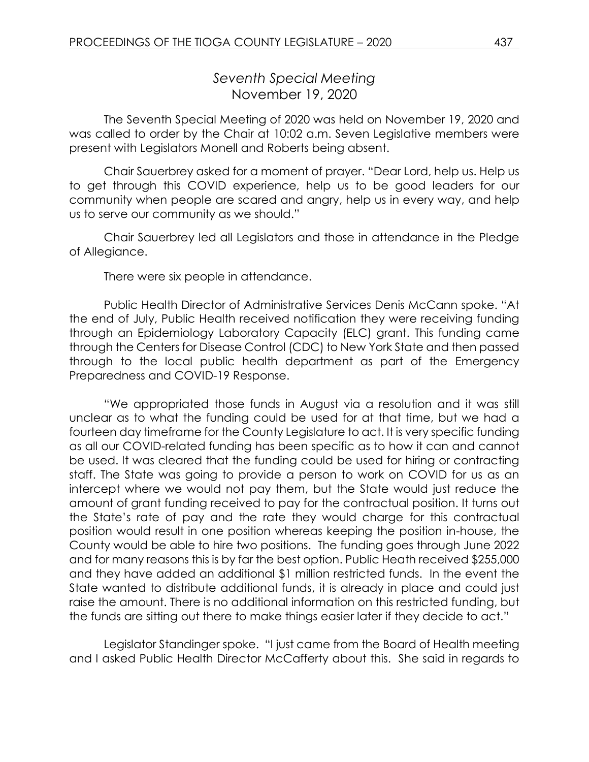# *Seventh Special Meeting*
## November 19, 2020

The Seventh Special Meeting of 2020 was held on November 19, 2020 and was called to order by the Chair at 10:02 a.m. Seven Legislative members were present with Legislators Monell and Roberts being absent.

Chair Sauerbrey asked for a moment of prayer. "Dear Lord, help us. Help us to get through this COVID experience, help us to be good leaders for our community when people are scared and angry, help us in every way, and help us to serve our community as we should."

Chair Sauerbrey led all Legislators and those in attendance in the Pledge of Allegiance.

There were six people in attendance.

Public Health Director of Administrative Services Denis McCann spoke. "At the end of July, Public Health received notification they were receiving funding through an Epidemiology Laboratory Capacity (ELC) grant. This funding came through the Centers for Disease Control (CDC) to New York State and then passed through to the local public health department as part of the Emergency Preparedness and COVID-19 Response.

"We appropriated those funds in August via a resolution and it was still unclear as to what the funding could be used for at that time, but we had a fourteen day timeframe for the County Legislature to act. It is very specific funding as all our COVID-related funding has been specific as to how it can and cannot be used. It was cleared that the funding could be used for hiring or contracting staff. The State was going to provide a person to work on COVID for us as an intercept where we would not pay them, but the State would just reduce the amount of grant funding received to pay for the contractual position. It turns out the State's rate of pay and the rate they would charge for this contractual position would result in one position whereas keeping the position in-house, the County would be able to hire two positions. The funding goes through June 2022 and for many reasons this is by far the best option. Public Heath received $255,000 and they have added an additional $1 million restricted funds. In the event the State wanted to distribute additional funds, it is already in place and could just raise the amount. There is no additional information on this restricted funding, but the funds are sitting out there to make things easier later if they decide to act."

Legislator Standinger spoke. "I just came from the Board of Health meeting and I asked Public Health Director McCafferty about this. She said in regards to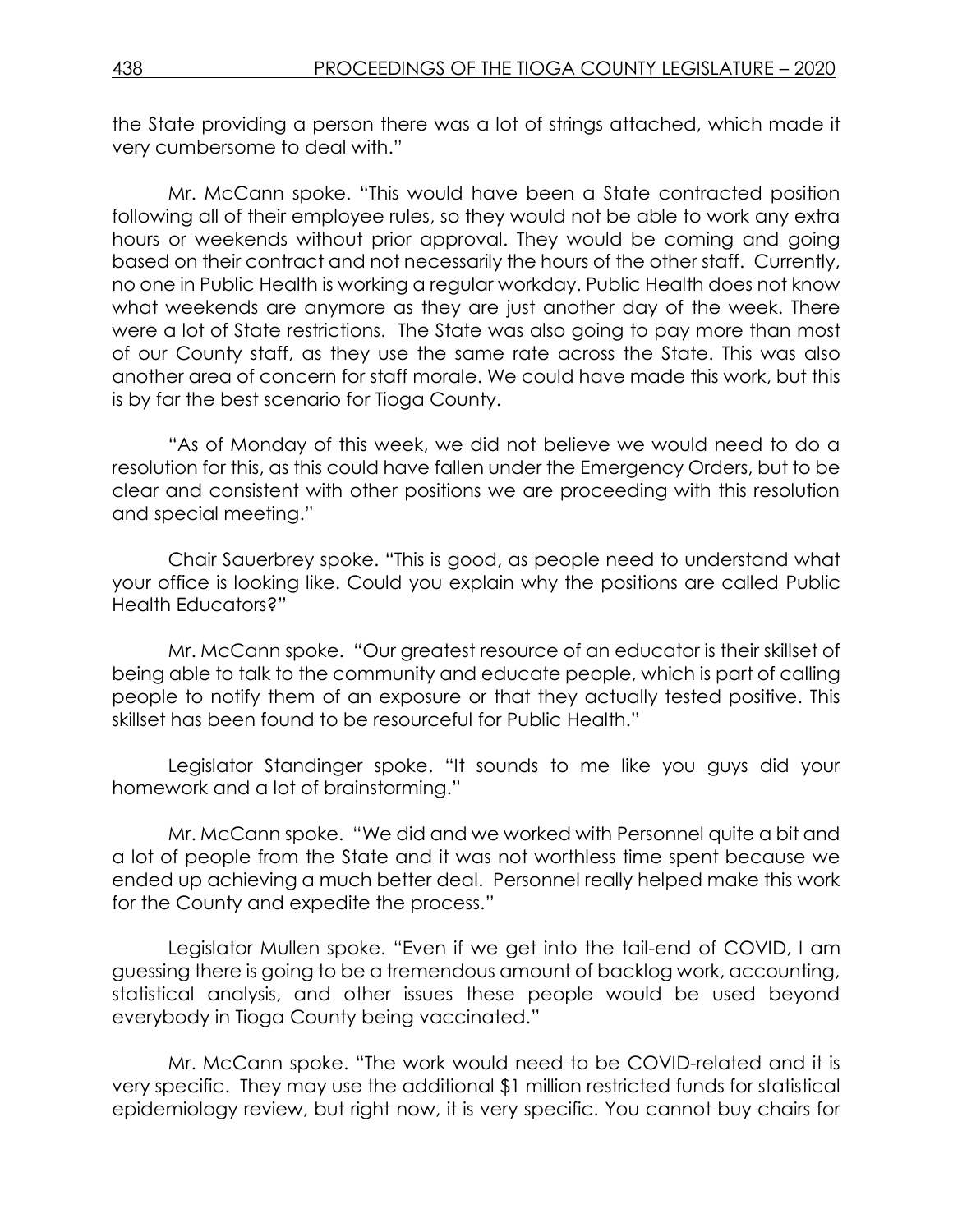the State providing a person there was a lot of strings attached, which made it very cumbersome to deal with."

Mr. McCann spoke. "This would have been a State contracted position following all of their employee rules, so they would not be able to work any extra hours or weekends without prior approval. They would be coming and going based on their contract and not necessarily the hours of the other staff. Currently, no one in Public Health is working a regular workday. Public Health does not know what weekends are anymore as they are just another day of the week. There were a lot of State restrictions. The State was also going to pay more than most of our County staff, as they use the same rate across the State. This was also another area of concern for staff morale. We could have made this work, but this is by far the best scenario for Tioga County.

"As of Monday of this week, we did not believe we would need to do a resolution for this, as this could have fallen under the Emergency Orders, but to be clear and consistent with other positions we are proceeding with this resolution and special meeting."

Chair Sauerbrey spoke. "This is good, as people need to understand what your office is looking like. Could you explain why the positions are called Public Health Educators?"

Mr. McCann spoke. "Our greatest resource of an educator is their skillset of being able to talk to the community and educate people, which is part of calling people to notify them of an exposure or that they actually tested positive. This skillset has been found to be resourceful for Public Health."

Legislator Standinger spoke. "It sounds to me like you guys did your homework and a lot of brainstorming."

Mr. McCann spoke. "We did and we worked with Personnel quite a bit and a lot of people from the State and it was not worthless time spent because we ended up achieving a much better deal. Personnel really helped make this work for the County and expedite the process."

Legislator Mullen spoke. "Even if we get into the tail-end of COVID, I am guessing there is going to be a tremendous amount of backlog work, accounting, statistical analysis, and other issues these people would be used beyond everybody in Tioga County being vaccinated."

Mr. McCann spoke. "The work would need to be COVID-related and it is very specific. They may use the additional $1 million restricted funds for statistical epidemiology review, but right now, it is very specific. You cannot buy chairs for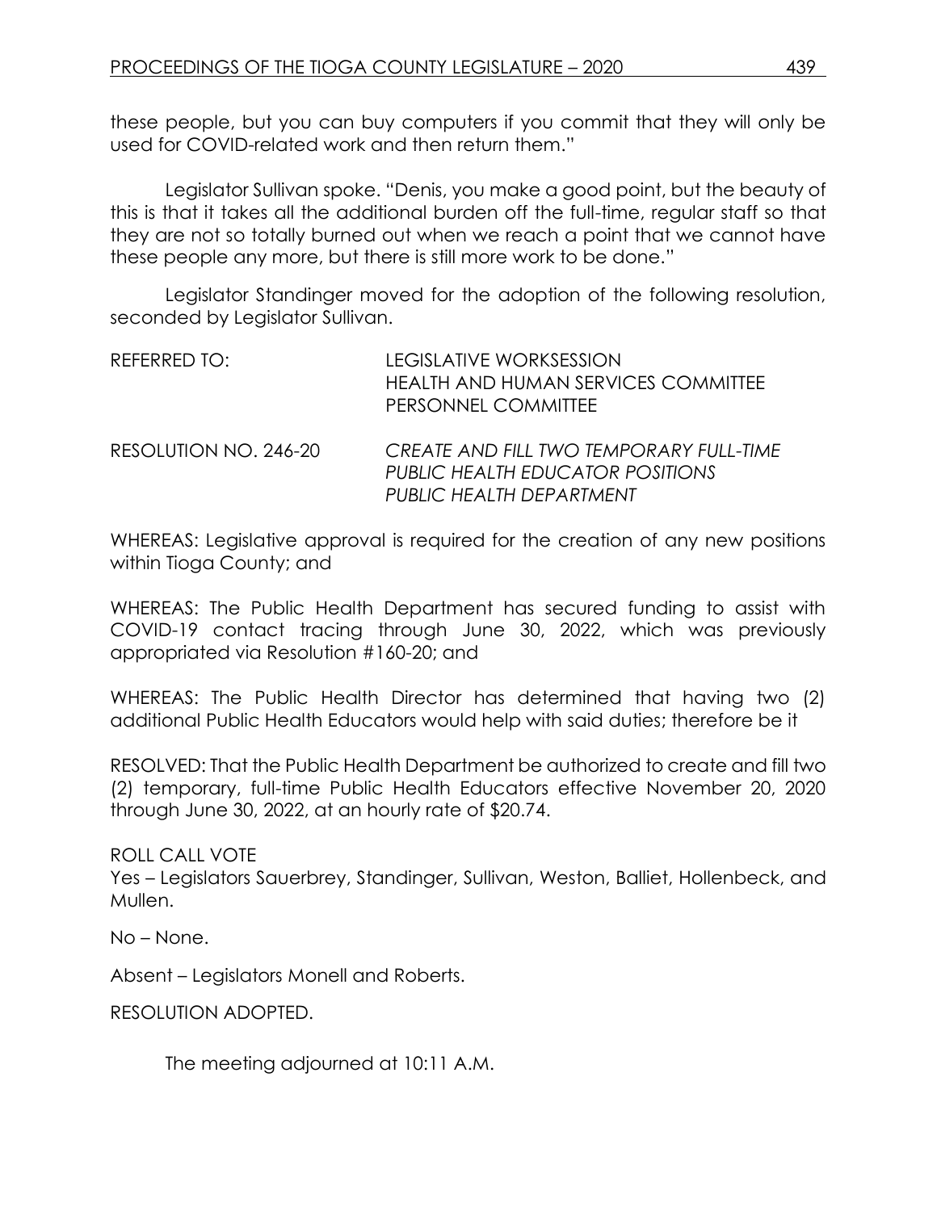these people, but you can buy computers if you commit that they will only be used for COVID-related work and then return them."

Legislator Sullivan spoke. "Denis, you make a good point, but the beauty of this is that it takes all the additional burden off the full-time, regular staff so that they are not so totally burned out when we reach a point that we cannot have these people any more, but there is still more work to be done."

Legislator Standinger moved for the adoption of the following resolution, seconded by Legislator Sullivan.

| | |
|---|---|
| REFERRED TO: | LEGISLATIVE WORKSESSION<br>HEALTH AND HUMAN SERVICES COMMITTEE<br>PERSONNEL COMMITTEE |
| RESOLUTION NO. 246-20 | *CREATE AND FILL TWO TEMPORARY FULL-TIME PUBLIC HEALTH EDUCATOR POSITIONS PUBLIC HEALTH DEPARTMENT* |

WHEREAS: Legislative approval is required for the creation of any new positions within Tioga County; and

WHEREAS: The Public Health Department has secured funding to assist with COVID-19 contact tracing through June 30, 2022, which was previously appropriated via Resolution #160-20; and

WHEREAS: The Public Health Director has determined that having two (2) additional Public Health Educators would help with said duties; therefore be it

RESOLVED: That the Public Health Department be authorized to create and fill two (2) temporary, full-time Public Health Educators effective November 20, 2020 through June 30, 2022, at an hourly rate of $20.74.

ROLL CALL VOTE

Yes – Legislators Sauerbrey, Standinger, Sullivan, Weston, Balliet, Hollenbeck, and Mullen.

No – None.

Absent – Legislators Monell and Roberts.

RESOLUTION ADOPTED.

The meeting adjourned at 10:11 A.M.